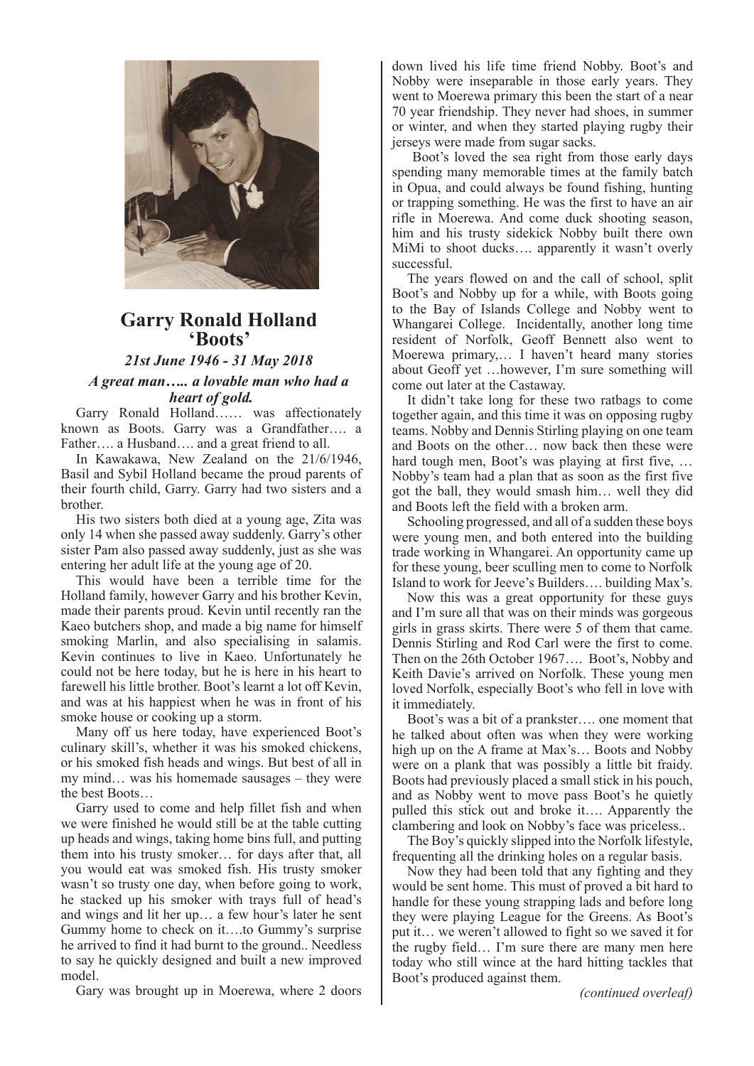# Garry Ronald Holland 'Boots'

*21st June 1946 - 31 May 2018*

***A great man….. a lovable man who had a heart of gold.***

Garry Ronald Holland…… was affectionately known as Boots. Garry was a Grandfather…. a Father…. a Husband…. and a great friend to all.

In Kawakawa, New Zealand on the 21/6/1946, Basil and Sybil Holland became the proud parents of their fourth child, Garry. Garry had two sisters and a brother.

His two sisters both died at a young age, Zita was only 14 when she passed away suddenly. Garry's other sister Pam also passed away suddenly, just as she was entering her adult life at the young age of 20.

This would have been a terrible time for the Holland family, however Garry and his brother Kevin, made their parents proud. Kevin until recently ran the Kaeo butchers shop, and made a big name for himself smoking Marlin, and also specialising in salamis. Kevin continues to live in Kaeo. Unfortunately he could not be here today, but he is here in his heart to farewell his little brother. Boot's learnt a lot off Kevin, and was at his happiest when he was in front of his smoke house or cooking up a storm.

Many off us here today, have experienced Boot's culinary skill's, whether it was his smoked chickens, or his smoked fish heads and wings. But best of all in my mind… was his homemade sausages – they were the best Boots…

Garry used to come and help fillet fish and when we were finished he would still be at the table cutting up heads and wings, taking home bins full, and putting them into his trusty smoker… for days after that, all you would eat was smoked fish. His trusty smoker wasn't so trusty one day, when before going to work, he stacked up his smoker with trays full of head's and wings and lit her up… a few hour's later he sent Gummy home to check on it….to Gummy's surprise he arrived to find it had burnt to the ground.. Needless to say he quickly designed and built a new improved model.

Gary was brought up in Moerewa, where 2 doors down lived his life time friend Nobby. Boot's and Nobby were inseparable in those early years. They went to Moerewa primary this been the start of a near 70 year friendship. They never had shoes, in summer or winter, and when they started playing rugby their jerseys were made from sugar sacks.

Boot's loved the sea right from those early days spending many memorable times at the family batch in Opua, and could always be found fishing, hunting or trapping something. He was the first to have an air rifle in Moerewa. And come duck shooting season, him and his trusty sidekick Nobby built there own MiMi to shoot ducks…. apparently it wasn't overly successful.

The years flowed on and the call of school, split Boot's and Nobby up for a while, with Boots going to the Bay of Islands College and Nobby went to Whangarei College. Incidentally, another long time resident of Norfolk, Geoff Bennett also went to Moerewa primary,… I haven't heard many stories about Geoff yet …however, I'm sure something will come out later at the Castaway.

It didn't take long for these two ratbags to come together again, and this time it was on opposing rugby teams. Nobby and Dennis Stirling playing on one team and Boots on the other… now back then these were hard tough men, Boot's was playing at first five, … Nobby's team had a plan that as soon as the first five got the ball, they would smash him… well they did and Boots left the field with a broken arm.

Schooling progressed, and all of a sudden these boys were young men, and both entered into the building trade working in Whangarei. An opportunity came up for these young, beer sculling men to come to Norfolk Island to work for Jeeve's Builders…. building Max's.

Now this was a great opportunity for these guys and I'm sure all that was on their minds was gorgeous girls in grass skirts. There were 5 of them that came. Dennis Stirling and Rod Carl were the first to come. Then on the 26th October 1967…. Boot's, Nobby and Keith Davie's arrived on Norfolk. These young men loved Norfolk, especially Boot's who fell in love with it immediately.

Boot's was a bit of a prankster…. one moment that he talked about often was when they were working high up on the A frame at Max's… Boots and Nobby were on a plank that was possibly a little bit fraidy. Boots had previously placed a small stick in his pouch, and as Nobby went to move pass Boot's he quietly pulled this stick out and broke it…. Apparently the clambering and look on Nobby's face was priceless..

The Boy's quickly slipped into the Norfolk lifestyle, frequenting all the drinking holes on a regular basis.

Now they had been told that any fighting and they would be sent home. This must of proved a bit hard to handle for these young strapping lads and before long they were playing League for the Greens. As Boot's put it… we weren't allowed to fight so we saved it for the rugby field… I'm sure there are many men here today who still wince at the hard hitting tackles that Boot's produced against them.

*(continued overleaf)*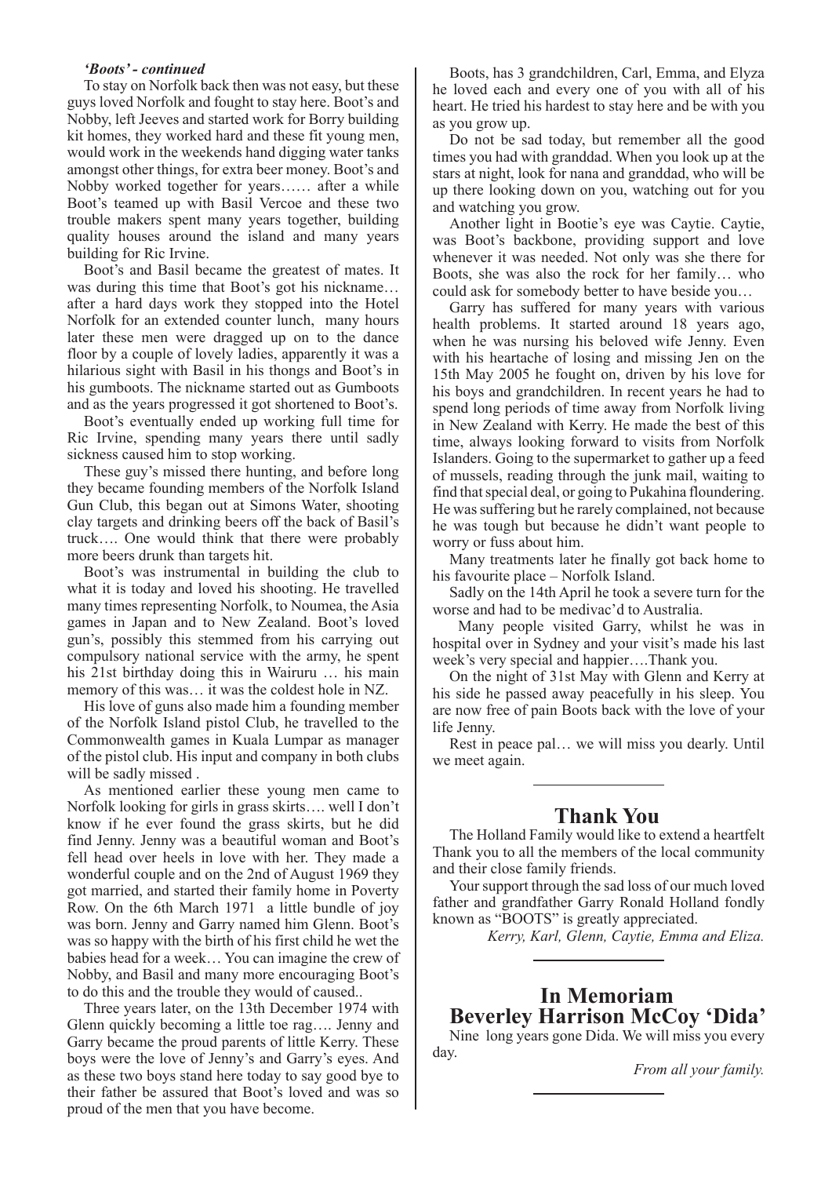*'Boots' - continued*

To stay on Norfolk back then was not easy, but these guys loved Norfolk and fought to stay here. Boot's and Nobby, left Jeeves and started work for Borry building kit homes, they worked hard and these fit young men, would work in the weekends hand digging water tanks amongst other things, for extra beer money. Boot's and Nobby worked together for years…… after a while Boot's teamed up with Basil Vercoe and these two trouble makers spent many years together, building quality houses around the island and many years building for Ric Irvine.

Boot's and Basil became the greatest of mates. It was during this time that Boot's got his nickname… after a hard days work they stopped into the Hotel Norfolk for an extended counter lunch, many hours later these men were dragged up on to the dance floor by a couple of lovely ladies, apparently it was a hilarious sight with Basil in his thongs and Boot's in his gumboots. The nickname started out as Gumboots and as the years progressed it got shortened to Boot's.

Boot's eventually ended up working full time for Ric Irvine, spending many years there until sadly sickness caused him to stop working.

These guy's missed there hunting, and before long they became founding members of the Norfolk Island Gun Club, this began out at Simons Water, shooting clay targets and drinking beers off the back of Basil's truck…. One would think that there were probably more beers drunk than targets hit.

Boot's was instrumental in building the club to what it is today and loved his shooting. He travelled many times representing Norfolk, to Noumea, the Asia games in Japan and to New Zealand. Boot's loved gun's, possibly this stemmed from his carrying out compulsory national service with the army, he spent his 21st birthday doing this in Wairuru … his main memory of this was… it was the coldest hole in NZ.

His love of guns also made him a founding member of the Norfolk Island pistol Club, he travelled to the Commonwealth games in Kuala Lumpar as manager of the pistol club. His input and company in both clubs will be sadly missed .

As mentioned earlier these young men came to Norfolk looking for girls in grass skirts…. well I don't know if he ever found the grass skirts, but he did find Jenny. Jenny was a beautiful woman and Boot's fell head over heels in love with her. They made a wonderful couple and on the 2nd of August 1969 they got married, and started their family home in Poverty Row. On the 6th March 1971 a little bundle of joy was born. Jenny and Garry named him Glenn. Boot's was so happy with the birth of his first child he wet the babies head for a week… You can imagine the crew of Nobby, and Basil and many more encouraging Boot's to do this and the trouble they would of caused..

Three years later, on the 13th December 1974 with Glenn quickly becoming a little toe rag…. Jenny and Garry became the proud parents of little Kerry. These boys were the love of Jenny's and Garry's eyes. And as these two boys stand here today to say good bye to their father be assured that Boot's loved and was so proud of the men that you have become.

Boots, has 3 grandchildren, Carl, Emma, and Elyza he loved each and every one of you with all of his heart. He tried his hardest to stay here and be with you as you grow up.

Do not be sad today, but remember all the good times you had with granddad. When you look up at the stars at night, look for nana and granddad, who will be up there looking down on you, watching out for you and watching you grow.

Another light in Bootie's eye was Caytie. Caytie, was Boot's backbone, providing support and love whenever it was needed. Not only was she there for Boots, she was also the rock for her family… who could ask for somebody better to have beside you…

Garry has suffered for many years with various health problems. It started around 18 years ago, when he was nursing his beloved wife Jenny. Even with his heartache of losing and missing Jen on the 15th May 2005 he fought on, driven by his love for his boys and grandchildren. In recent years he had to spend long periods of time away from Norfolk living in New Zealand with Kerry. He made the best of this time, always looking forward to visits from Norfolk Islanders. Going to the supermarket to gather up a feed of mussels, reading through the junk mail, waiting to find that special deal, or going to Pukahina floundering. He was suffering but he rarely complained, not because he was tough but because he didn't want people to worry or fuss about him.

Many treatments later he finally got back home to his favourite place – Norfolk Island.

Sadly on the 14th April he took a severe turn for the worse and had to be medivac'd to Australia.

Many people visited Garry, whilst he was in hospital over in Sydney and your visit's made his last week's very special and happier….Thank you.

On the night of 31st May with Glenn and Kerry at his side he passed away peacefully in his sleep. You are now free of pain Boots back with the love of your life Jenny.

Rest in peace pal… we will miss you dearly. Until we meet again.

## Thank You

The Holland Family would like to extend a heartfelt Thank you to all the members of the local community and their close family friends.

Your support through the sad loss of our much loved father and grandfather Garry Ronald Holland fondly known as "BOOTS" is greatly appreciated.

*Kerry, Karl, Glenn, Caytie, Emma and Eliza.*

## In Memoriam
## Beverley Harrison McCoy 'Dida'

Nine long years gone Dida. We will miss you every day.

*From all your family.*